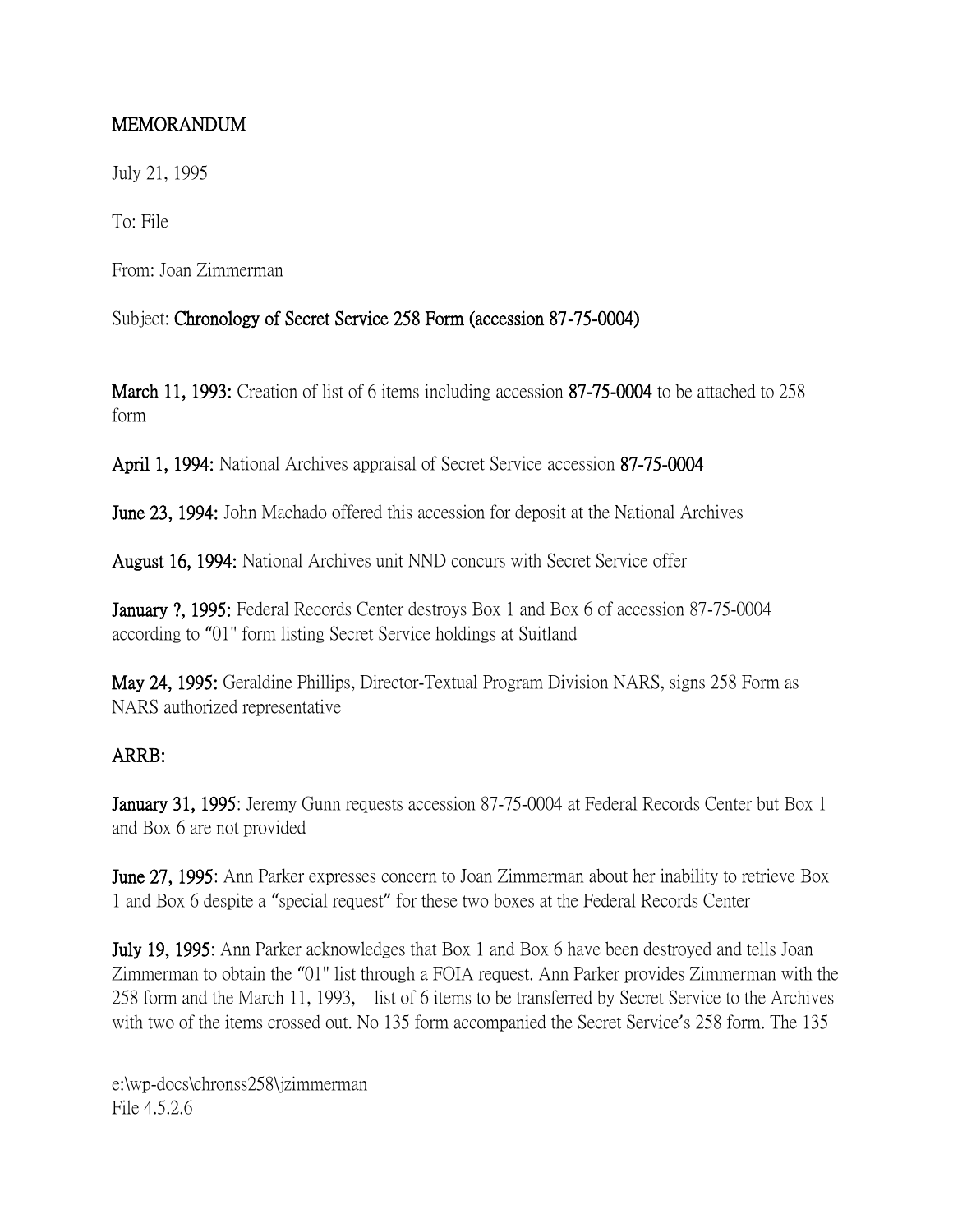# MEMORANDUM

July 21, 1995

To: File

From: Joan Zimmerman

Subject: **Chronology of Secret Service 258 Form (accession 87-75-0004)**

**March 11, 1993:** Creation of list of 6 items including accession **87-75-0004** to be attached to 258 form

**April 1, 1994:** National Archives appraisal of Secret Service accession **87-75-0004**

**June 23, 1994:** John Machado offered this accession for deposit at the National Archives

**August 16, 1994:** National Archives unit NND concurs with Secret Service offer

**January ?, 1995:** Federal Records Center destroys Box 1 and Box 6 of accession 87-75-0004 according to "01" form listing Secret Service holdings at Suitland

**May 24, 1995:** Geraldine Phillips, Director-Textual Program Division NARS, signs 258 Form as NARS authorized representative

**ARRB:**

**January 31, 1995**: Jeremy Gunn requests accession 87-75-0004 at Federal Records Center but Box 1 and Box 6 are not provided

**June 27, 1995**: Ann Parker expresses concern to Joan Zimmerman about her inability to retrieve Box 1 and Box 6 despite a "special request" for these two boxes at the Federal Records Center

**July 19, 1995**: Ann Parker acknowledges that Box 1 and Box 6 have been destroyed and tells Joan Zimmerman to obtain the "01" list through a FOIA request. Ann Parker provides Zimmerman with the 258 form and the March 11, 1993, list of 6 items to be transferred by Secret Service to the Archives with two of the items crossed out. No 135 form accompanied the Secret Service's 258 form. The 135

e:\wp-docs\chronss258\jzimmerman
File 4.5.2.6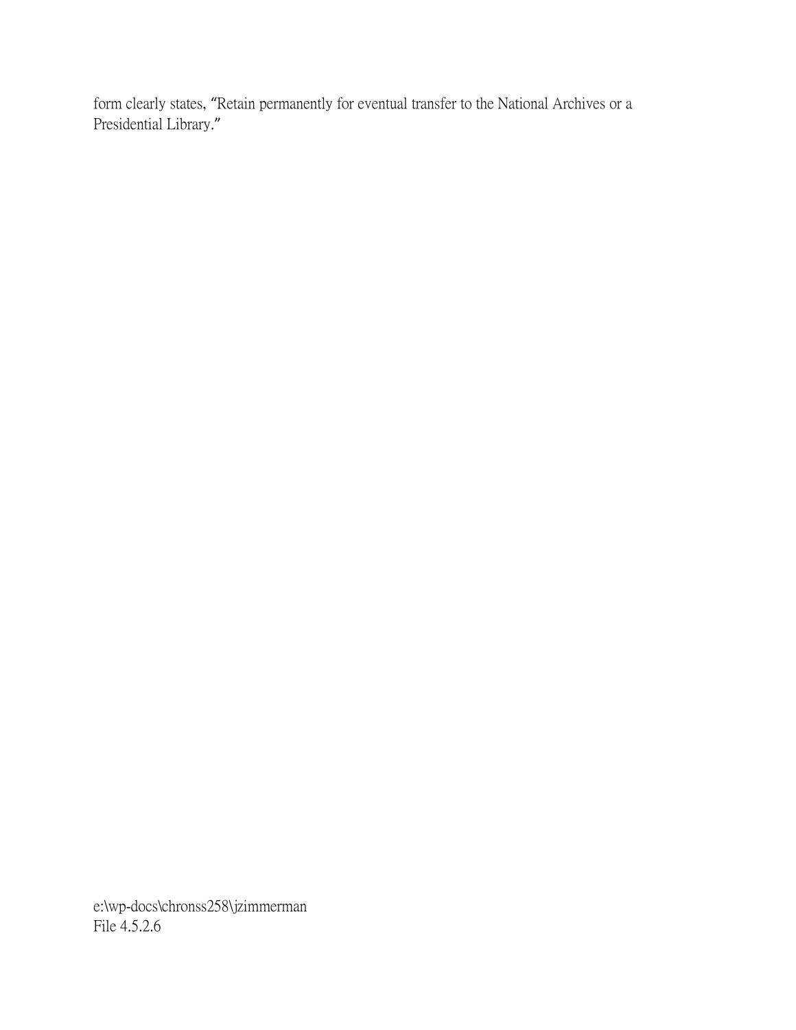form clearly states, "Retain permanently for eventual transfer to the National Archives or a Presidential Library."

e:\wp-docs\chronss258\jzimmerman
File 4.5.2.6